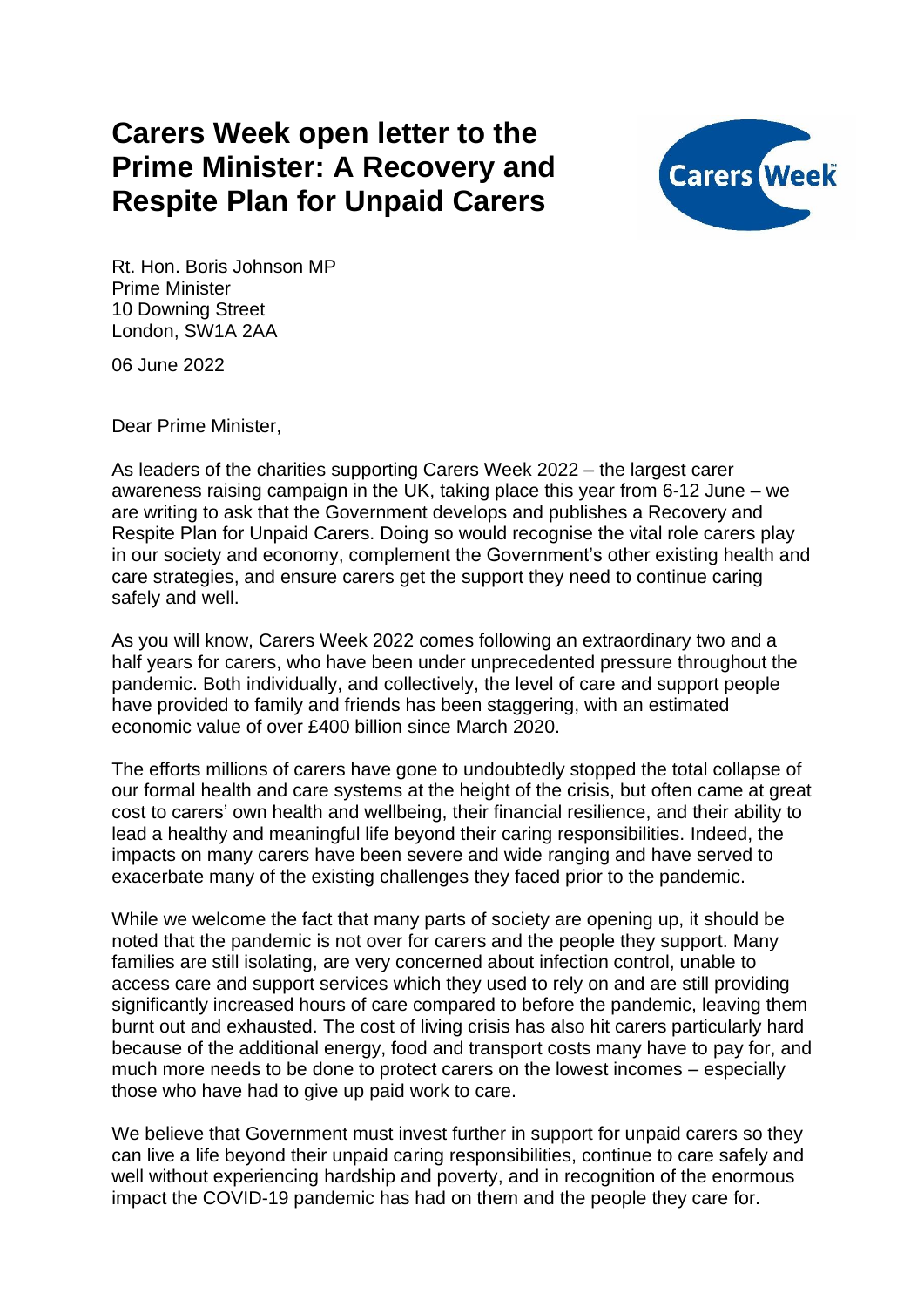# Carers Week open letter to the Prime Minister: A Recovery and Respite Plan for Unpaid Carers

Rt. Hon. Boris Johnson MP
Prime Minister
10 Downing Street
London, SW1A 2AA

06 June 2022

Dear Prime Minister,

As leaders of the charities supporting Carers Week 2022 – the largest carer awareness raising campaign in the UK, taking place this year from 6-12 June – we are writing to ask that the Government develops and publishes a Recovery and Respite Plan for Unpaid Carers. Doing so would recognise the vital role carers play in our society and economy, complement the Government's other existing health and care strategies, and ensure carers get the support they need to continue caring safely and well.

As you will know, Carers Week 2022 comes following an extraordinary two and a half years for carers, who have been under unprecedented pressure throughout the pandemic. Both individually, and collectively, the level of care and support people have provided to family and friends has been staggering, with an estimated economic value of over £400 billion since March 2020.

The efforts millions of carers have gone to undoubtedly stopped the total collapse of our formal health and care systems at the height of the crisis, but often came at great cost to carers' own health and wellbeing, their financial resilience, and their ability to lead a healthy and meaningful life beyond their caring responsibilities. Indeed, the impacts on many carers have been severe and wide ranging and have served to exacerbate many of the existing challenges they faced prior to the pandemic.

While we welcome the fact that many parts of society are opening up, it should be noted that the pandemic is not over for carers and the people they support. Many families are still isolating, are very concerned about infection control, unable to access care and support services which they used to rely on and are still providing significantly increased hours of care compared to before the pandemic, leaving them burnt out and exhausted. The cost of living crisis has also hit carers particularly hard because of the additional energy, food and transport costs many have to pay for, and much more needs to be done to protect carers on the lowest incomes – especially those who have had to give up paid work to care.

We believe that Government must invest further in support for unpaid carers so they can live a life beyond their unpaid caring responsibilities, continue to care safely and well without experiencing hardship and poverty, and in recognition of the enormous impact the COVID-19 pandemic has had on them and the people they care for.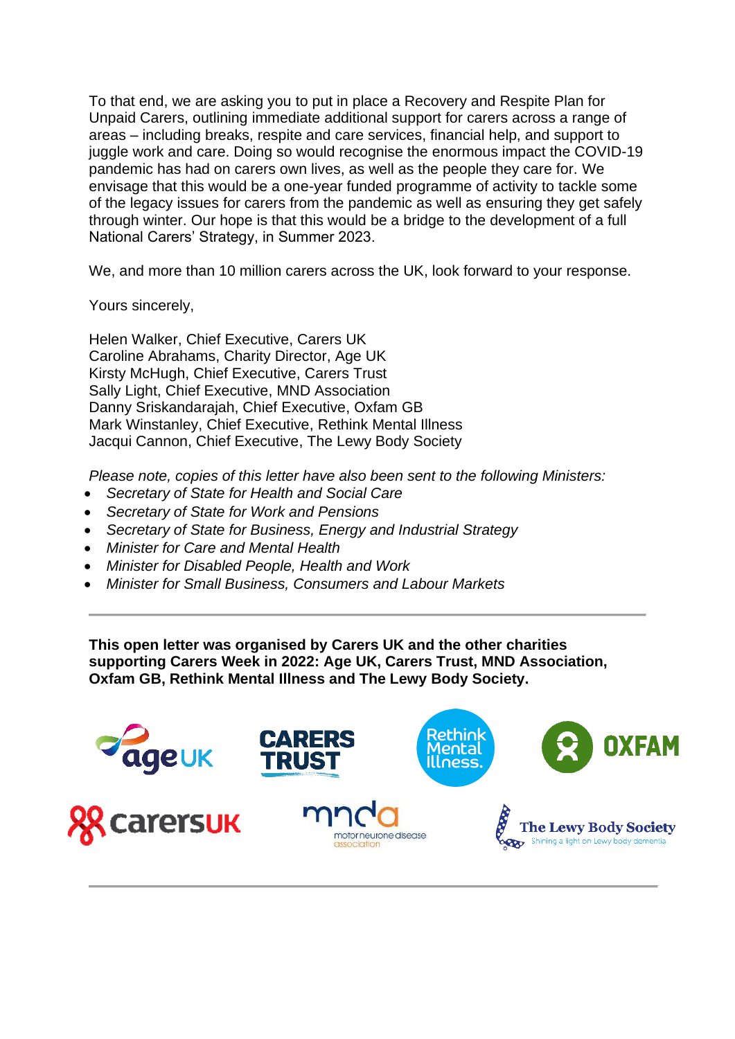To that end, we are asking you to put in place a Recovery and Respite Plan for Unpaid Carers, outlining immediate additional support for carers across a range of areas – including breaks, respite and care services, financial help, and support to juggle work and care. Doing so would recognise the enormous impact the COVID-19 pandemic has had on carers own lives, as well as the people they care for. We envisage that this would be a one-year funded programme of activity to tackle some of the legacy issues for carers from the pandemic as well as ensuring they get safely through winter. Our hope is that this would be a bridge to the development of a full National Carers' Strategy, in Summer 2023.

We, and more than 10 million carers across the UK, look forward to your response.

Yours sincerely,

Helen Walker, Chief Executive, Carers UK
Caroline Abrahams, Charity Director, Age UK
Kirsty McHugh, Chief Executive, Carers Trust
Sally Light, Chief Executive, MND Association
Danny Sriskandarajah, Chief Executive, Oxfam GB
Mark Winstanley, Chief Executive, Rethink Mental Illness
Jacqui Cannon, Chief Executive, The Lewy Body Society

*Please note, copies of this letter have also been sent to the following Ministers:*

- *Secretary of State for Health and Social Care*
- *Secretary of State for Work and Pensions*
- *Secretary of State for Business, Energy and Industrial Strategy*
- *Minister for Care and Mental Health*
- *Minister for Disabled People, Health and Work*
- *Minister for Small Business, Consumers and Labour Markets*

---

**This open letter was organised by Carers UK and the other charities supporting Carers Week in 2022: Age UK, Carers Trust, MND Association, Oxfam GB, Rethink Mental Illness and The Lewy Body Society.**

ageUK
CARERS TRUST
Rethink Mental Illness.
OXFAM
carersUK
mnda motor neurone disease association
The Lewy Body Society
Shining a light on Lewy body dementia

---